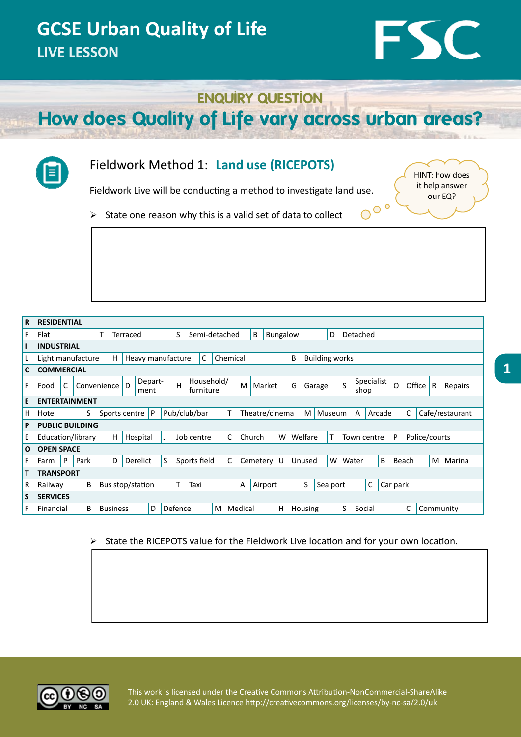# GCSE Urban Quality of Life

## LIVE LESSON

ENQUIRY QUESTION

# How does Quality of Life vary across urban areas?

## Fieldwork Method 1: Land use (RICEPOTS)

Fieldwork Live will be conducting a method to investigate land use.

HINT: how does it help answer our EQ?

- State one reason why this is a valid set of data to collect

| R | RESIDENTIAL | | | | | | | | | | | | | | | | | | |
|---|---|---|---|---|---|---|---|---|---|---|---|---|---|---|---|---|---|---|---|
| F | Flat | T | Terraced | S | Semi-detached | B | Bungalow | D | Detached | | | | | | | | | | |
| I | INDUSTRIAL | | | | | | | | | | | | | | | | | | |
| L | Light manufacture | H | Heavy manufacture | C | Chemical | B | Building works | | | | | | | | | | | | |
| C | COMMERCIAL | | | | | | | | | | | | | | | | | | |
| F | Food | C | Convenience | D | Department | H | Household/furniture | M | Market | G | Garage | S | Specialist shop | O | Office | R | Repairs | | |
| E | ENTERTAINMENT | | | | | | | | | | | | | | | | | | |
| H | Hotel | S | Sports centre | P | Pub/club/bar | T | Theatre/cinema | M | Museum | A | Arcade | C | Cafe/restaurant | | | | | | |
| P | PUBLIC BUILDING | | | | | | | | | | | | | | | | | | |
| E | Education/library | H | Hospital | J | Job centre | C | Church | W | Welfare | T | Town centre | P | Police/courts | | | | | | |
| O | OPEN SPACE | | | | | | | | | | | | | | | | | | |
| F | Farm | P | Park | D | Derelict | S | Sports field | C | Cemetery | U | Unused | W | Water | B | Beach | M | Marina | | |
| T | TRANSPORT | | | | | | | | | | | | | | | | | | |
| R | Railway | B | Bus stop/station | T | Taxi | A | Airport | S | Sea port | C | Car park | | | | | | | | |
| S | SERVICES | | | | | | | | | | | | | | | | | | |
| F | Financial | B | Business | D | Defence | M | Medical | H | Housing | S | Social | C | Community | | | | | | |

- State the RICEPOTS value for the Fieldwork Live location and for your own location.

This work is licensed under the Creative Commons Attribution-NonCommercial-ShareAlike 2.0 UK: England & Wales Licence http://creativecommons.org/licenses/by-nc-sa/2.0/uk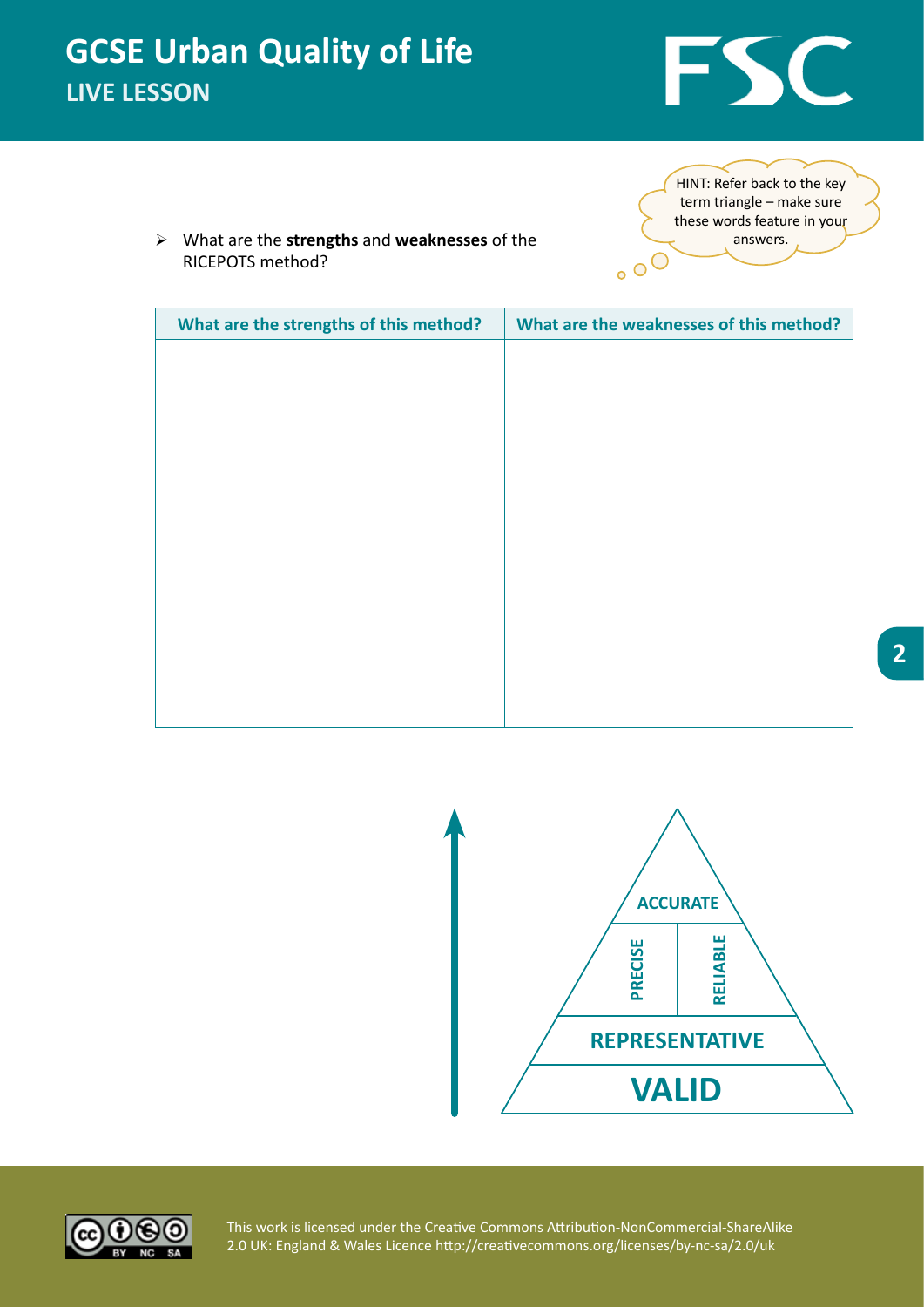# GCSE Urban Quality of Life

## LIVE LESSON

HINT: Refer back to the key term triangle – make sure these words feature in your answers.

- What are the **strengths** and **weaknesses** of the RICEPOTS method?

| What are the strengths of this method? | What are the weaknesses of this method? |
| --- | --- |
| | |

ACCURATE

PRECISE

RELIABLE

REPRESENTATIVE

VALID

This work is licensed under the Creative Commons Attribution-NonCommercial-ShareAlike 2.0 UK: England & Wales Licence http://creativecommons.org/licenses/by-nc-sa/2.0/uk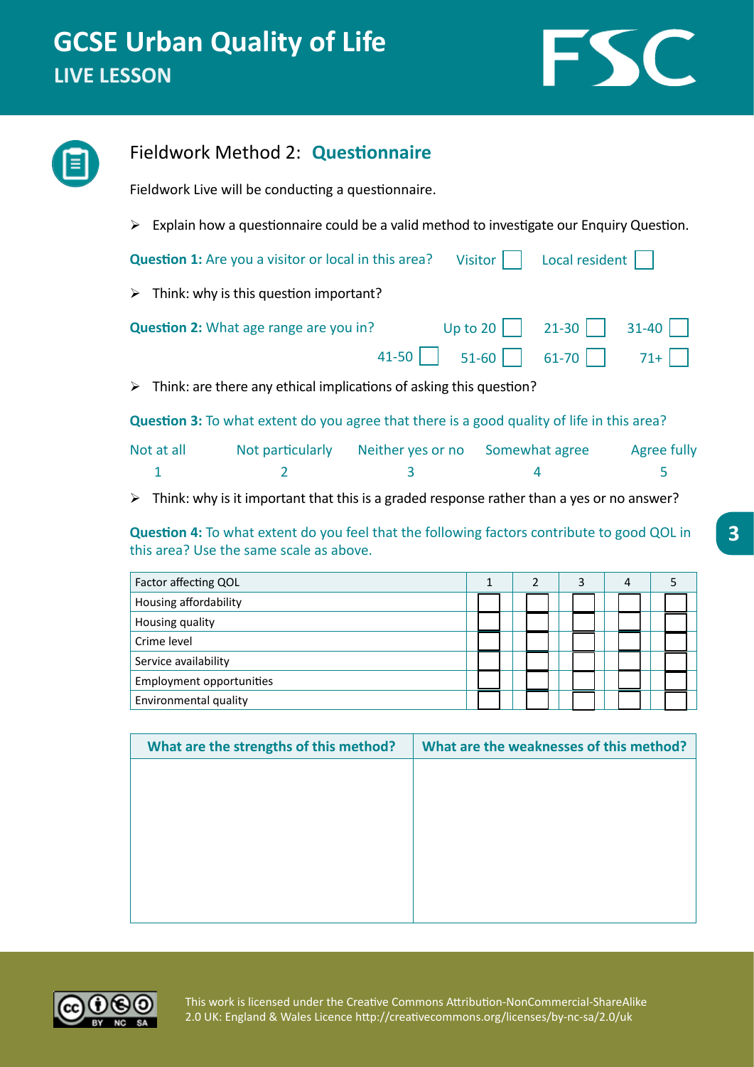# GCSE Urban Quality of Life
## LIVE LESSON

## Fieldwork Method 2: **Questionnaire**

Fieldwork Live will be conducting a questionnaire.

- Explain how a questionnaire could be a valid method to investigate our Enquiry Question.

**Question 1:** Are you a visitor or local in this area? Visitor ☐ Local resident ☐

- Think: why is this question important?

**Question 2:** What age range are you in? Up to 20 ☐ 21-30 ☐ 31-40 ☐ 41-50 ☐ 51-60 ☐ 61-70 ☐ 71+ ☐

- Think: are there any ethical implications of asking this question?

**Question 3:** To what extent do you agree that there is a good quality of life in this area?

| Not at all | Not particularly | Neither yes or no | Somewhat agree | Agree fully |
|---|---|---|---|---|
| 1 | 2 | 3 | 4 | 5 |

- Think: why is it important that this is a graded response rather than a yes or no answer?

**Question 4:** To what extent do you feel that the following factors contribute to good QOL in this area? Use the same scale as above.

| Factor affecting QOL | 1 | 2 | 3 | 4 | 5 |
|---|---|---|---|---|---|
| Housing affordability | ☐ | ☐ | ☐ | ☐ | ☐ |
| Housing quality | ☐ | ☐ | ☐ | ☐ | ☐ |
| Crime level | ☐ | ☐ | ☐ | ☐ | ☐ |
| Service availability | ☐ | ☐ | ☐ | ☐ | ☐ |
| Employment opportunities | ☐ | ☐ | ☐ | ☐ | ☐ |
| Environmental quality | ☐ | ☐ | ☐ | ☐ | ☐ |

| What are the strengths of this method? | What are the weaknesses of this method? |
|---|---|
| | |

This work is licensed under the Creative Commons Attribution-NonCommercial-ShareAlike 2.0 UK: England & Wales Licence http://creativecommons.org/licenses/by-nc-sa/2.0/uk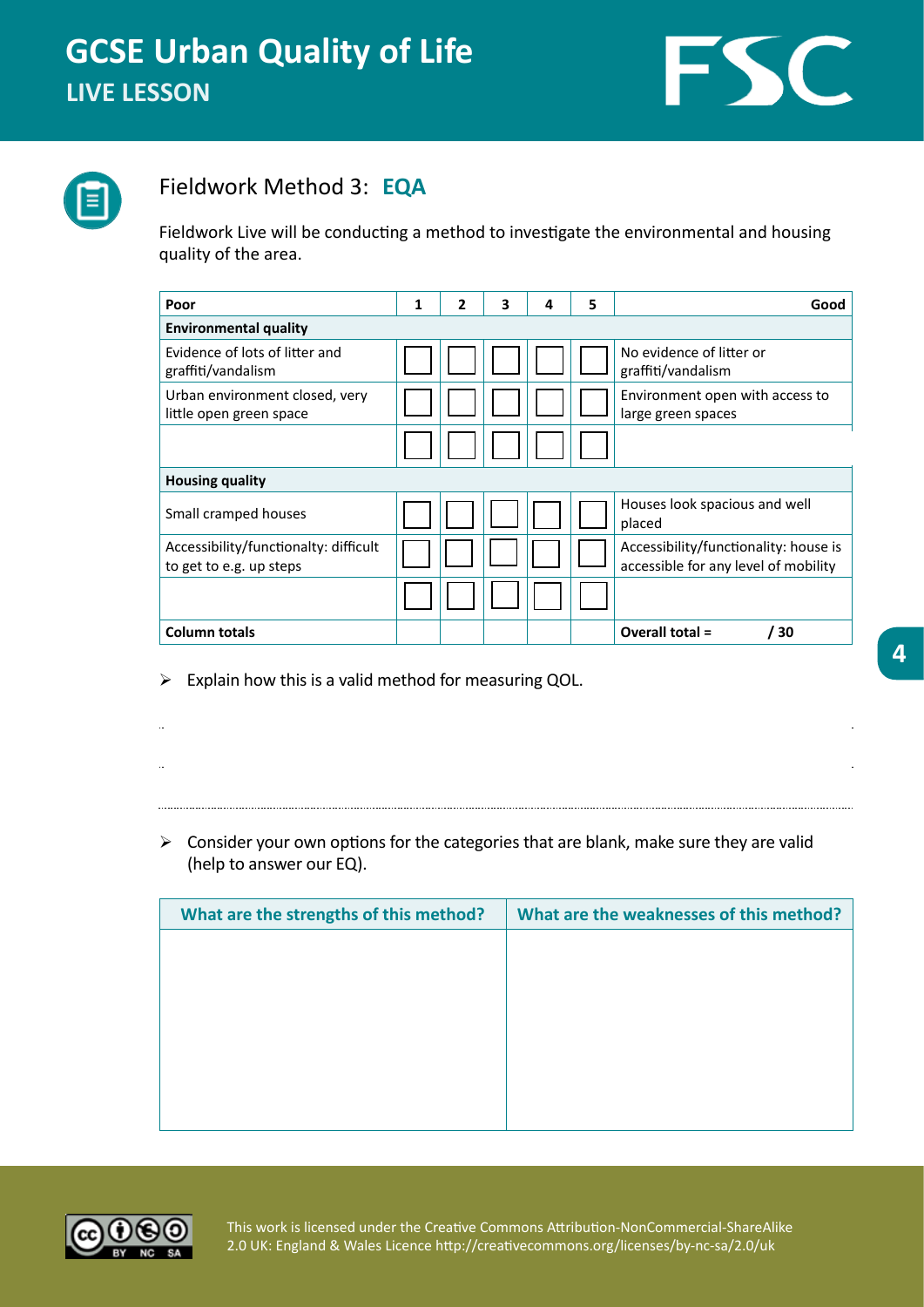# GCSE Urban Quality of Life

## LIVE LESSON

### Fieldwork Method 3: EQA

Fieldwork Live will be conducting a method to investigate the environmental and housing quality of the area.

| Poor | 1 | 2 | 3 | 4 | 5 | Good |
|---|---|---|---|---|---|---|
| **Environmental quality** | | | | | | |
| Evidence of lots of litter and graffiti/vandalism | ☐ | ☐ | ☐ | ☐ | ☐ | No evidence of litter or graffiti/vandalism |
| Urban environment closed, very little open green space | ☐ | ☐ | ☐ | ☐ | ☐ | Environment open with access to large green spaces |
| | ☐ | ☐ | ☐ | ☐ | ☐ | |
| **Housing quality** | | | | | | |
| Small cramped houses | ☐ | ☐ | ☐ | ☐ | ☐ | Houses look spacious and well placed |
| Accessibility/functionalty: difficult to get to e.g. up steps | ☐ | ☐ | ☐ | ☐ | ☐ | Accessibility/functionality: house is accessible for any level of mobility |
| | ☐ | ☐ | ☐ | ☐ | ☐ | |
| **Column totals** | | | | | | **Overall total = / 30** |

- Explain how this is a valid method for measuring QOL.

..................................................................................................................................................

..................................................................................................................................................

..................................................................................................................................................

- Consider your own options for the categories that are blank, make sure they are valid (help to answer our EQ).

| What are the strengths of this method? | What are the weaknesses of this method? |
|---|---|
| | |

This work is licensed under the Creative Commons Attribution-NonCommercial-ShareAlike 2.0 UK: England & Wales Licence http://creativecommons.org/licenses/by-nc-sa/2.0/uk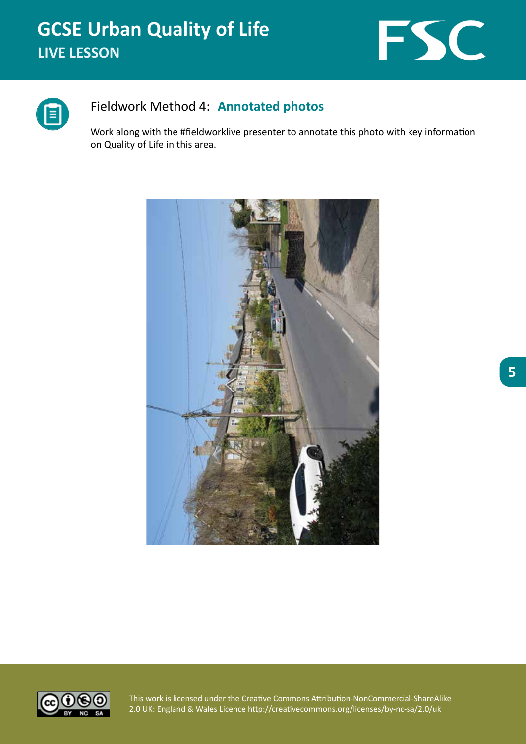# GCSE Urban Quality of Life
## LIVE LESSON

### Fieldwork Method 4: **Annotated photos**

Work along with the #fieldworklive presenter to annotate this photo with key information on Quality of Life in this area.

This work is licensed under the Creative Commons Attribution-NonCommercial-ShareAlike 2.0 UK: England & Wales Licence http://creativecommons.org/licenses/by-nc-sa/2.0/uk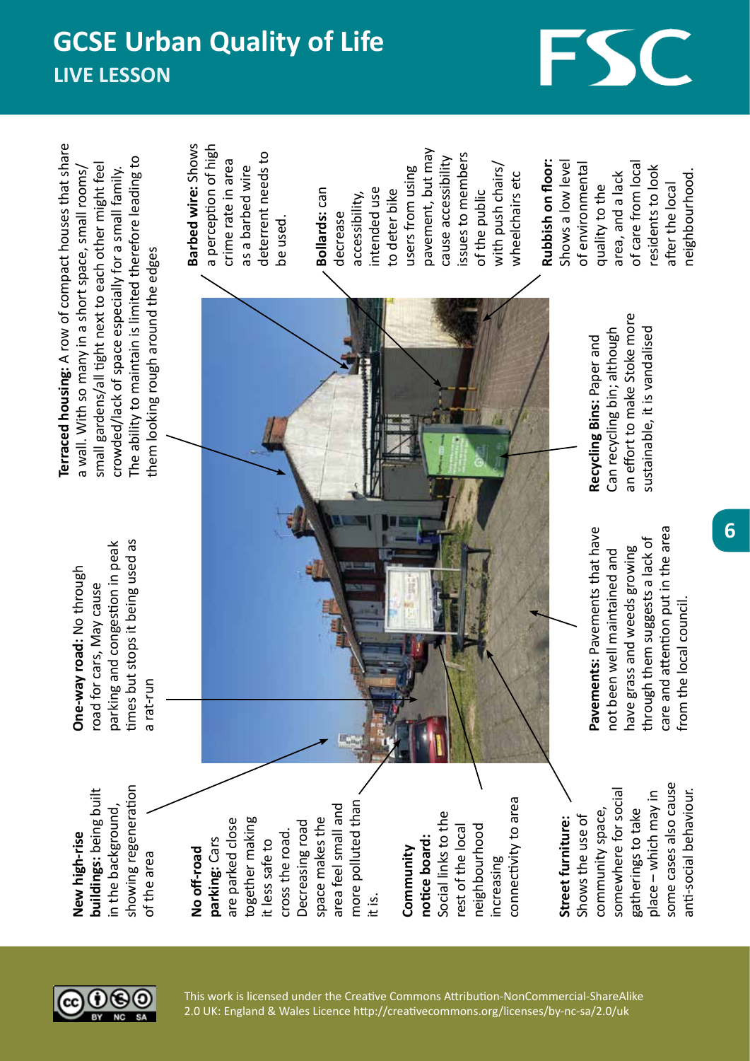# GCSE Urban Quality of Life

## LIVE LESSON

**New high-rise buildings:** being built in the background, showing regeneration of the area

**No off-road parking:** Cars are parked close together making it less safe to cross the road. Decreasing road space makes the area feel small and more polluted than it is.

**Community notice board:** Social links to the rest of the local neighbourhood increasing connectivity to area

**Street furniture:** Shows the use of community space, somewhere for social gatherings to take place – which may in some cases also cause anti-social behaviour.

**One-way road:** No through road for cars, May cause parking and congestion in peak times but stops it being used as a rat-run

**Pavements:** Pavements that have not been well maintained and have grass and weeds growing through them suggests a lack of care and attention put in the area from the local council.

**Recycling Bins:** Paper and Can recycling bin; although an effort to make Stoke more sustainable, it is vandalised

**Terraced housing:** A row of compact houses that share a wall. With so many in a short space, small rooms/ small gardens/all tight next to each other might feel crowded/lack of space especially for a small family. The ability to maintain is limited therefore leading to them looking rough around the edges

**Barbed wire:** Shows a perception of high crime rate in area as a barbed wire deterrent needs to be used.

**Bollards:** can decrease accessibility, intended use to deter bike users from using pavement, but may cause accessibility issues to members of the public with push chairs/ wheelchairs etc

**Rubbish on floor:** Shows a low level of environmental quality to the area, and a lack of care from local residents to look after the local neighbourhood.

This work is licensed under the Creative Commons Attribution-NonCommercial-ShareAlike 2.0 UK: England & Wales Licence http://creativecommons.org/licenses/by-nc-sa/2.0/uk